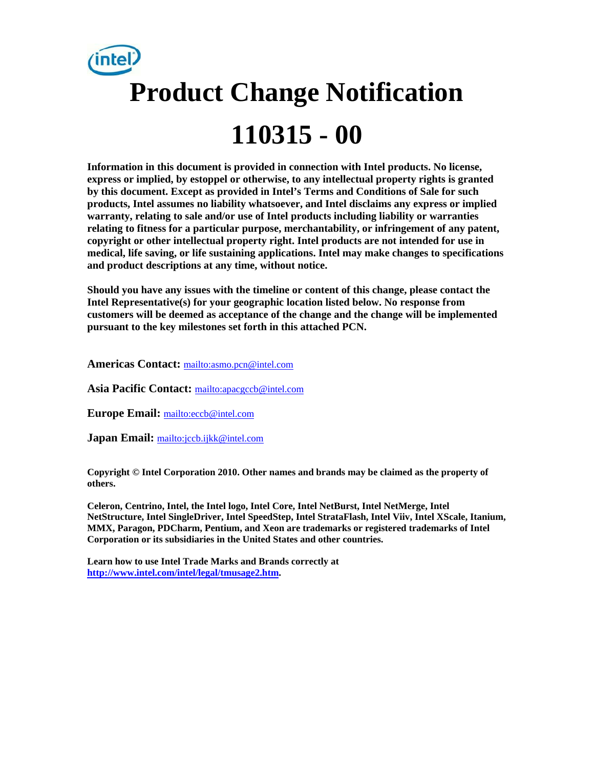# Product Change Notification

# 110315 - 00

**Information in this document is provided in connection with Intel products. No license, express or implied, by estoppel or otherwise, to any intellectual property rights is granted by this document. Except as provided in Intel's Terms and Conditions of Sale for such products, Intel assumes no liability whatsoever, and Intel disclaims any express or implied warranty, relating to sale and/or use of Intel products including liability or warranties relating to fitness for a particular purpose, merchantability, or infringement of any patent, copyright or other intellectual property right. Intel products are not intended for use in medical, life saving, or life sustaining applications. Intel may make changes to specifications and product descriptions at any time, without notice.**

**Should you have any issues with the timeline or content of this change, please contact the Intel Representative(s) for your geographic location listed below. No response from customers will be deemed as acceptance of the change and the change will be implemented pursuant to the key milestones set forth in this attached PCN.**

**Americas Contact:** mailto:asmo.pcn@intel.com

**Asia Pacific Contact:** mailto:apacgccb@intel.com

**Europe Email:** mailto:eccb@intel.com

**Japan Email:** mailto:jccb.ijkk@intel.com

**Copyright © Intel Corporation 2010. Other names and brands may be claimed as the property of others.**

**Celeron, Centrino, Intel, the Intel logo, Intel Core, Intel NetBurst, Intel NetMerge, Intel NetStructure, Intel SingleDriver, Intel SpeedStep, Intel StrataFlash, Intel Viiv, Intel XScale, Itanium, MMX, Paragon, PDCharm, Pentium, and Xeon are trademarks or registered trademarks of Intel Corporation or its subsidiaries in the United States and other countries.**

**Learn how to use Intel Trade Marks and Brands correctly at http://www.intel.com/intel/legal/tmusage2.htm.**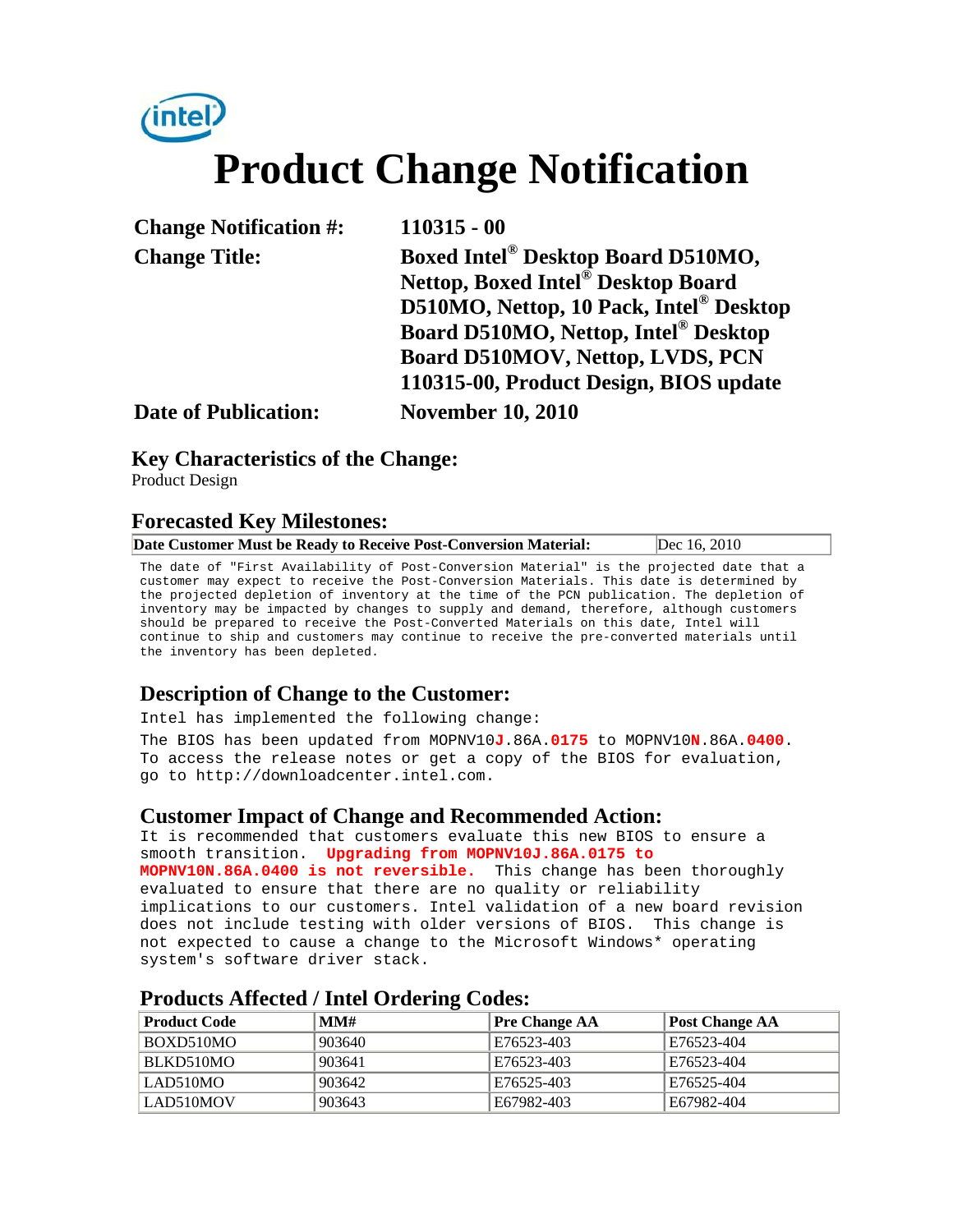# Product Change Notification

**Change Notification #:** 110315 - 00

**Change Title:** Boxed Intel® Desktop Board D510MO, Nettop, Boxed Intel® Desktop Board D510MO, Nettop, 10 Pack, Intel® Desktop Board D510MO, Nettop, Intel® Desktop Board D510MOV, Nettop, LVDS, PCN 110315-00, Product Design, BIOS update

**Date of Publication:** November 10, 2010

## Key Characteristics of the Change:

Product Design

## Forecasted Key Milestones:

| Date Customer Must be Ready to Receive Post-Conversion Material: | Dec 16, 2010 |
|---|---|

The date of "First Availability of Post-Conversion Material" is the projected date that a customer may expect to receive the Post-Conversion Materials. This date is determined by the projected depletion of inventory at the time of the PCN publication. The depletion of inventory may be impacted by changes to supply and demand, therefore, although customers should be prepared to receive the Post-Converted Materials on this date, Intel will continue to ship and customers may continue to receive the pre-converted materials until the inventory has been depleted.

## Description of Change to the Customer:

Intel has implemented the following change:

The BIOS has been updated from MOPNV10**J**.86A.**0175** to MOPNV10**N**.86A.**0400**. To access the release notes or get a copy of the BIOS for evaluation, go to http://downloadcenter.intel.com.

## Customer Impact of Change and Recommended Action:

It is recommended that customers evaluate this new BIOS to ensure a smooth transition. **Upgrading from MOPNV10J.86A.0175 to MOPNV10N.86A.0400 is not reversible.** This change has been thoroughly evaluated to ensure that there are no quality or reliability implications to our customers. Intel validation of a new board revision does not include testing with older versions of BIOS. This change is not expected to cause a change to the Microsoft Windows* operating system's software driver stack.

## Products Affected / Intel Ordering Codes:

| Product Code | MM# | Pre Change AA | Post Change AA |
|---|---|---|---|
| BOXD510MO | 903640 | E76523-403 | E76523-404 |
| BLKD510MO | 903641 | E76523-403 | E76523-404 |
| LAD510MO | 903642 | E76525-403 | E76525-404 |
| LAD510MOV | 903643 | E67982-403 | E67982-404 |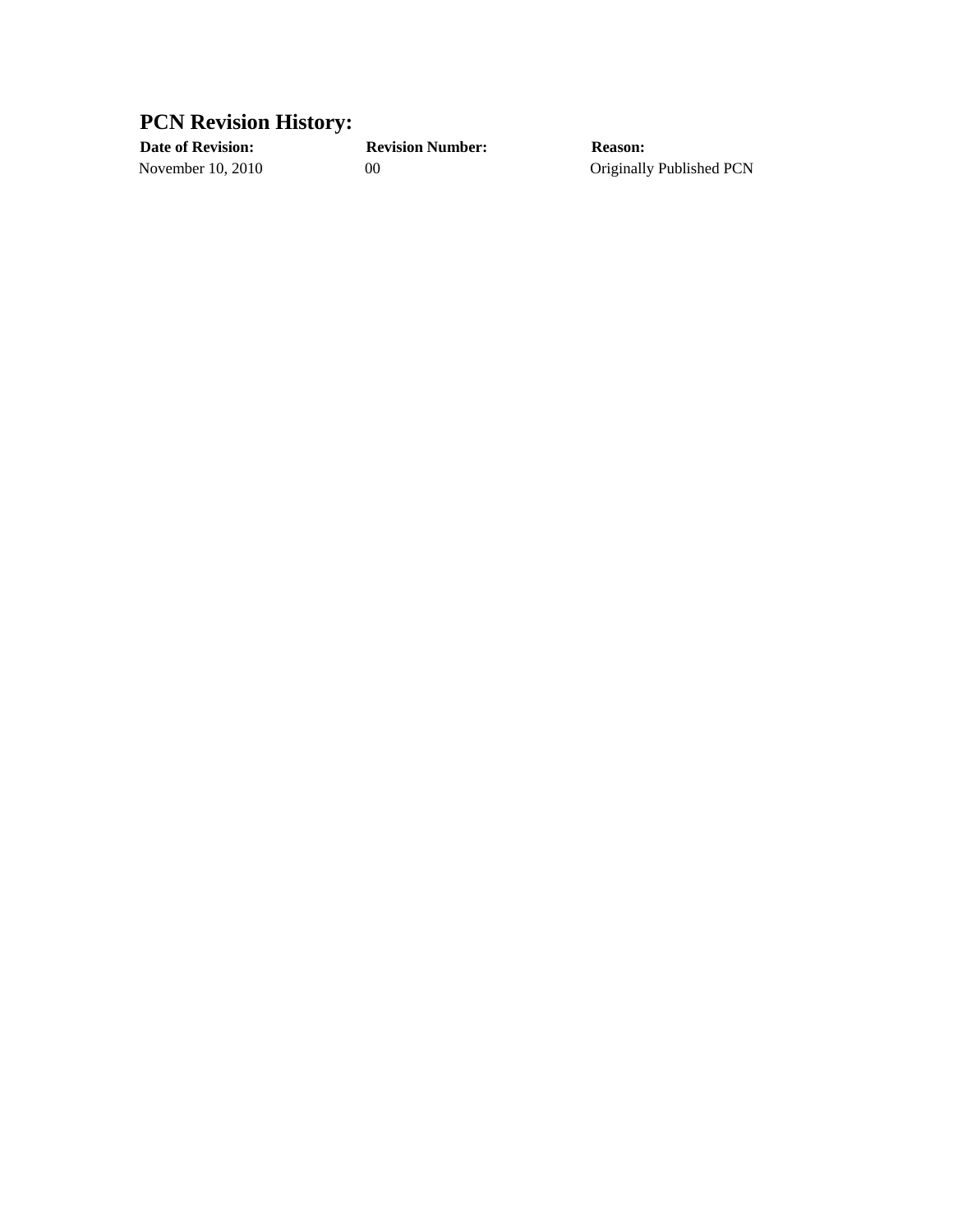## PCN Revision History:

| Date of Revision: | Revision Number: | Reason: |
| --- | --- | --- |
| November 10, 2010 | 00 | Originally Published PCN |